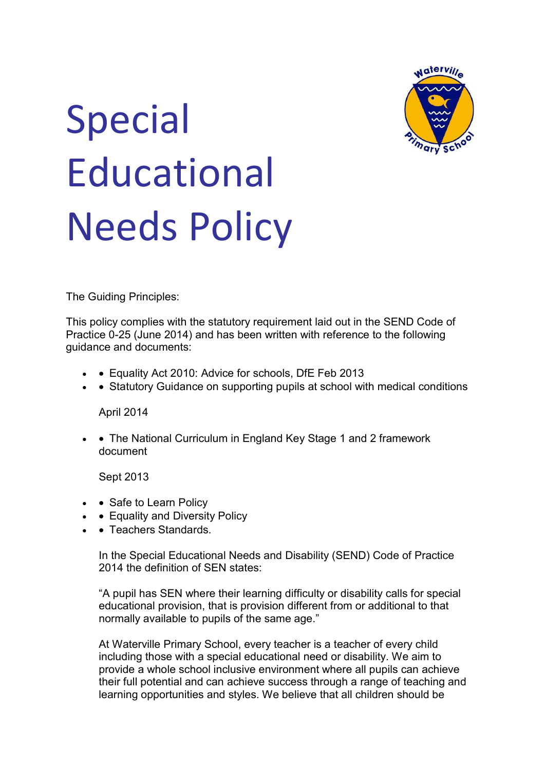# Special Educational Needs Policy

The Guiding Principles:

This policy complies with the statutory requirement laid out in the SEND Code of Practice 0-25 (June 2014) and has been written with reference to the following guidance and documents:

- Equality Act 2010: Advice for schools, DfE Feb 2013
- Statutory Guidance on supporting pupils at school with medical conditions

  April 2014

- The National Curriculum in England Key Stage 1 and 2 framework document

  Sept 2013

- Safe to Learn Policy
- Equality and Diversity Policy
- Teachers Standards.

In the Special Educational Needs and Disability (SEND) Code of Practice 2014 the definition of SEN states:

"A pupil has SEN where their learning difficulty or disability calls for special educational provision, that is provision different from or additional to that normally available to pupils of the same age."

At Waterville Primary School, every teacher is a teacher of every child including those with a special educational need or disability. We aim to provide a whole school inclusive environment where all pupils can achieve their full potential and can achieve success through a range of teaching and learning opportunities and styles. We believe that all children should be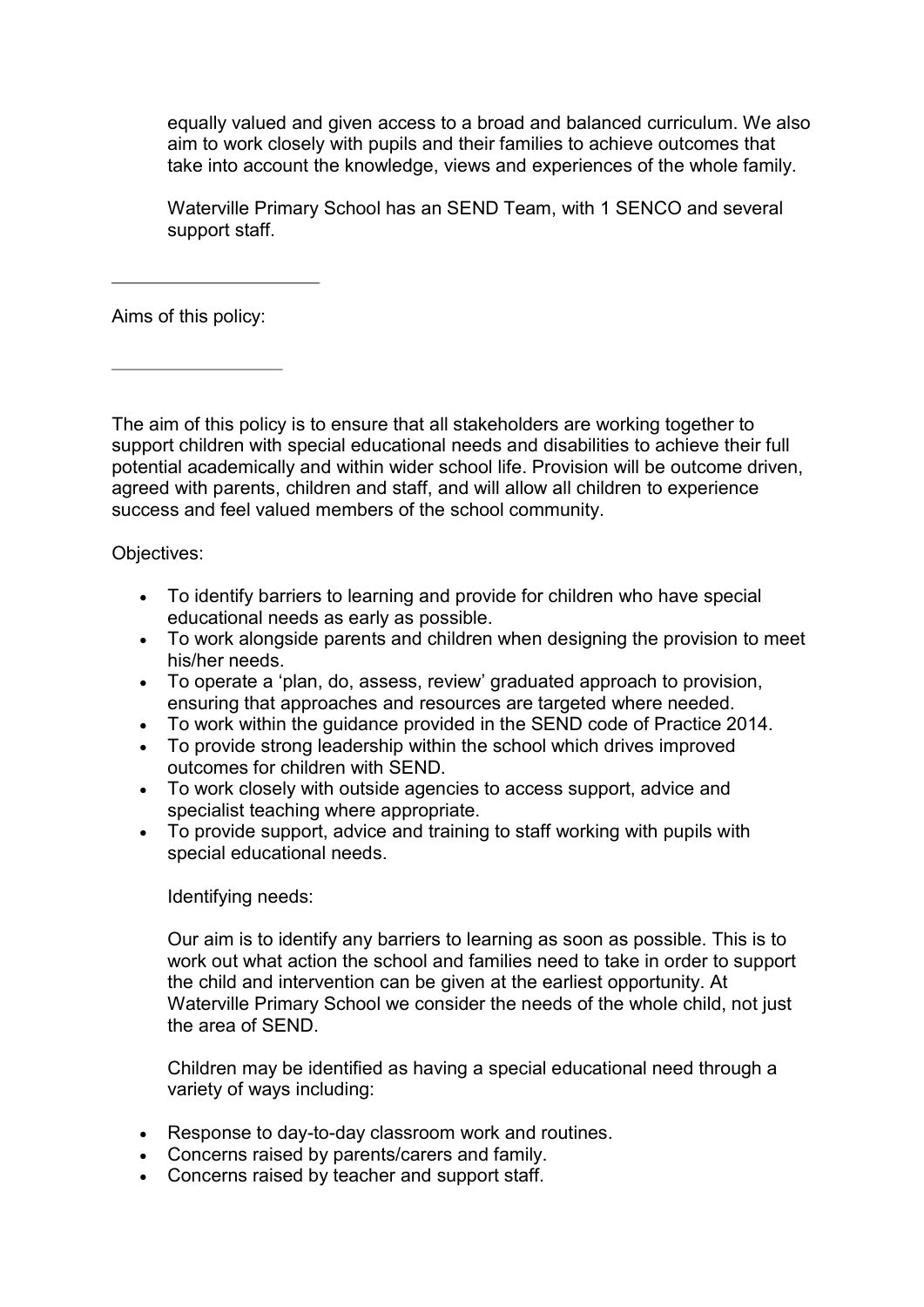equally valued and given access to a broad and balanced curriculum. We also aim to work closely with pupils and their families to achieve outcomes that take into account the knowledge, views and experiences of the whole family.

Waterville Primary School has an SEND Team, with 1 SENCO and several support staff.

---

Aims of this policy:

---

The aim of this policy is to ensure that all stakeholders are working together to support children with special educational needs and disabilities to achieve their full potential academically and within wider school life. Provision will be outcome driven, agreed with parents, children and staff, and will allow all children to experience success and feel valued members of the school community.

Objectives:

- To identify barriers to learning and provide for children who have special educational needs as early as possible.
- To work alongside parents and children when designing the provision to meet his/her needs.
- To operate a 'plan, do, assess, review' graduated approach to provision, ensuring that approaches and resources are targeted where needed.
- To work within the guidance provided in the SEND code of Practice 2014.
- To provide strong leadership within the school which drives improved outcomes for children with SEND.
- To work closely with outside agencies to access support, advice and specialist teaching where appropriate.
- To provide support, advice and training to staff working with pupils with special educational needs.

Identifying needs:

Our aim is to identify any barriers to learning as soon as possible. This is to work out what action the school and families need to take in order to support the child and intervention can be given at the earliest opportunity. At Waterville Primary School we consider the needs of the whole child, not just the area of SEND.

Children may be identified as having a special educational need through a variety of ways including:

- Response to day-to-day classroom work and routines.
- Concerns raised by parents/carers and family.
- Concerns raised by teacher and support staff.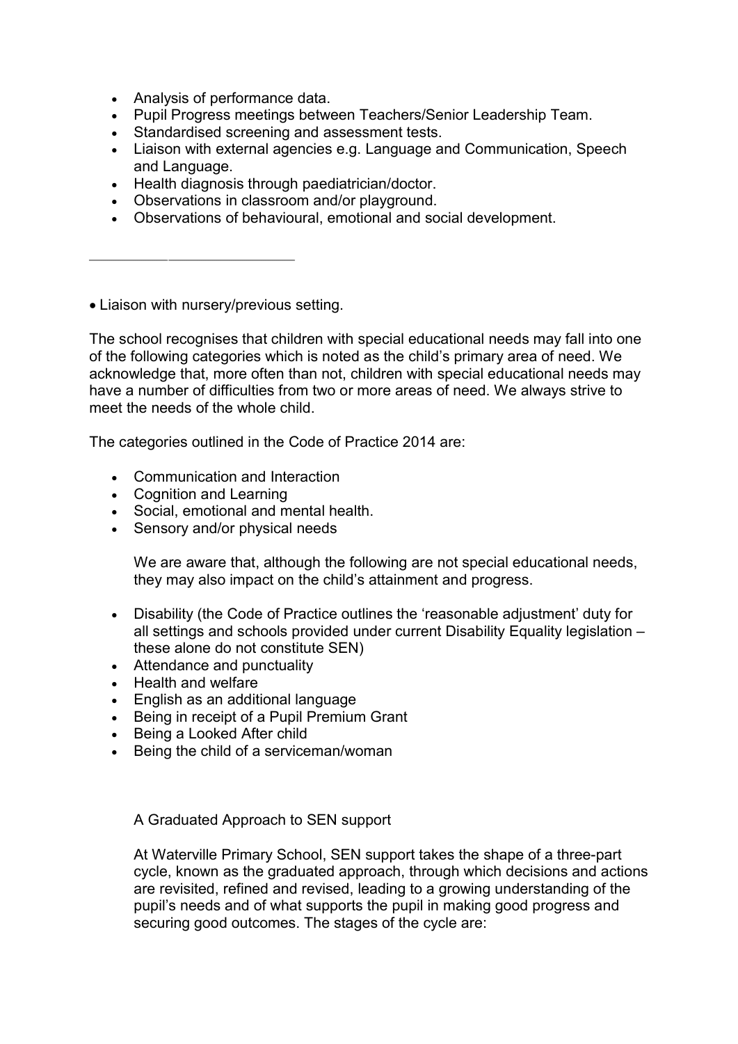- Analysis of performance data.
- Pupil Progress meetings between Teachers/Senior Leadership Team.
- Standardised screening and assessment tests.
- Liaison with external agencies e.g. Language and Communication, Speech and Language.
- Health diagnosis through paediatrician/doctor.
- Observations in classroom and/or playground.
- Observations of behavioural, emotional and social development.

---

- Liaison with nursery/previous setting.

The school recognises that children with special educational needs may fall into one of the following categories which is noted as the child's primary area of need. We acknowledge that, more often than not, children with special educational needs may have a number of difficulties from two or more areas of need. We always strive to meet the needs of the whole child.

The categories outlined in the Code of Practice 2014 are:

- Communication and Interaction
- Cognition and Learning
- Social, emotional and mental health.
- Sensory and/or physical needs

We are aware that, although the following are not special educational needs, they may also impact on the child's attainment and progress.

- Disability (the Code of Practice outlines the 'reasonable adjustment' duty for all settings and schools provided under current Disability Equality legislation – these alone do not constitute SEN)
- Attendance and punctuality
- Health and welfare
- English as an additional language
- Being in receipt of a Pupil Premium Grant
- Being a Looked After child
- Being the child of a serviceman/woman

A Graduated Approach to SEN support

At Waterville Primary School, SEN support takes the shape of a three-part cycle, known as the graduated approach, through which decisions and actions are revisited, refined and revised, leading to a growing understanding of the pupil's needs and of what supports the pupil in making good progress and securing good outcomes. The stages of the cycle are: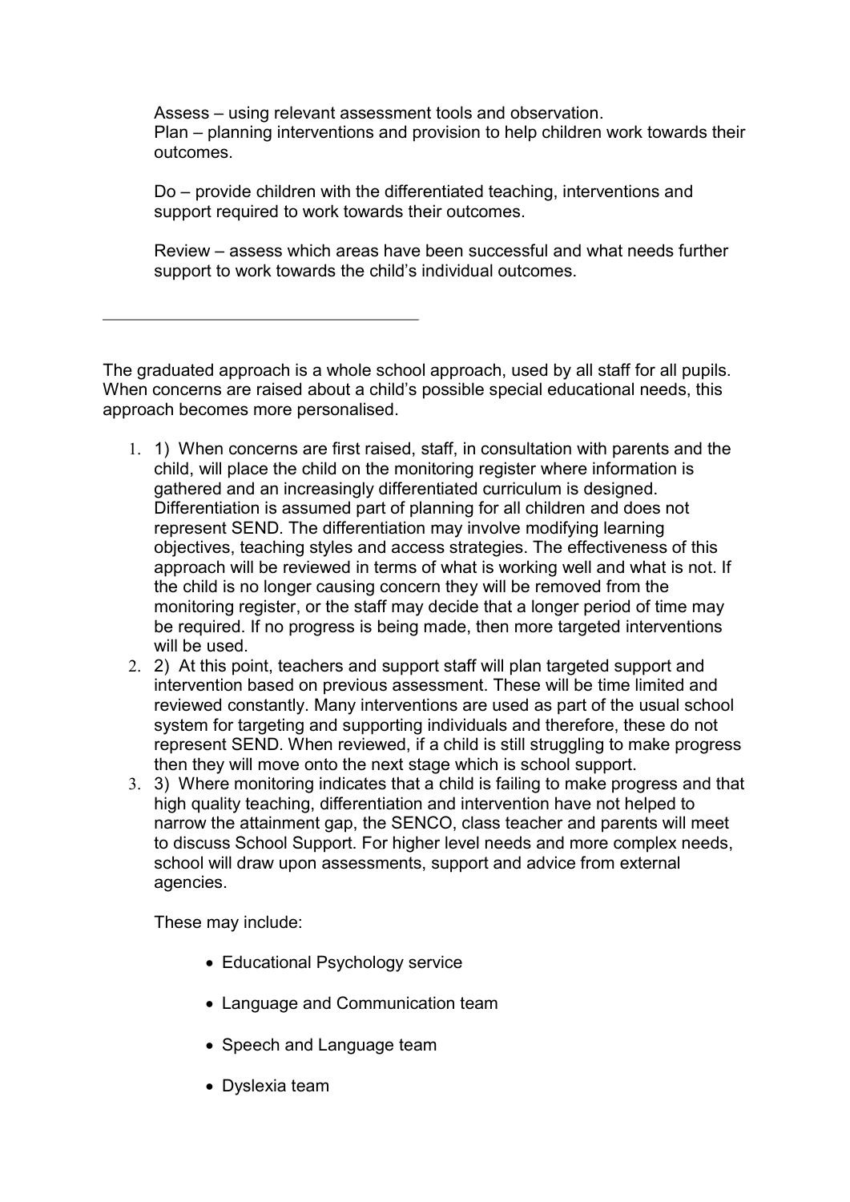Assess – using relevant assessment tools and observation.
Plan – planning interventions and provision to help children work towards their outcomes.

Do – provide children with the differentiated teaching, interventions and support required to work towards their outcomes.

Review – assess which areas have been successful and what needs further support to work towards the child's individual outcomes.

---

The graduated approach is a whole school approach, used by all staff for all pupils. When concerns are raised about a child's possible special educational needs, this approach becomes more personalised.

1. 1) When concerns are first raised, staff, in consultation with parents and the child, will place the child on the monitoring register where information is gathered and an increasingly differentiated curriculum is designed. Differentiation is assumed part of planning for all children and does not represent SEND. The differentiation may involve modifying learning objectives, teaching styles and access strategies. The effectiveness of this approach will be reviewed in terms of what is working well and what is not. If the child is no longer causing concern they will be removed from the monitoring register, or the staff may decide that a longer period of time may be required. If no progress is being made, then more targeted interventions will be used.
2. 2) At this point, teachers and support staff will plan targeted support and intervention based on previous assessment. These will be time limited and reviewed constantly. Many interventions are used as part of the usual school system for targeting and supporting individuals and therefore, these do not represent SEND. When reviewed, if a child is still struggling to make progress then they will move onto the next stage which is school support.
3. 3) Where monitoring indicates that a child is failing to make progress and that high quality teaching, differentiation and intervention have not helped to narrow the attainment gap, the SENCO, class teacher and parents will meet to discuss School Support. For higher level needs and more complex needs, school will draw upon assessments, support and advice from external agencies.

   These may include:

   - Educational Psychology service
   - Language and Communication team
   - Speech and Language team
   - Dyslexia team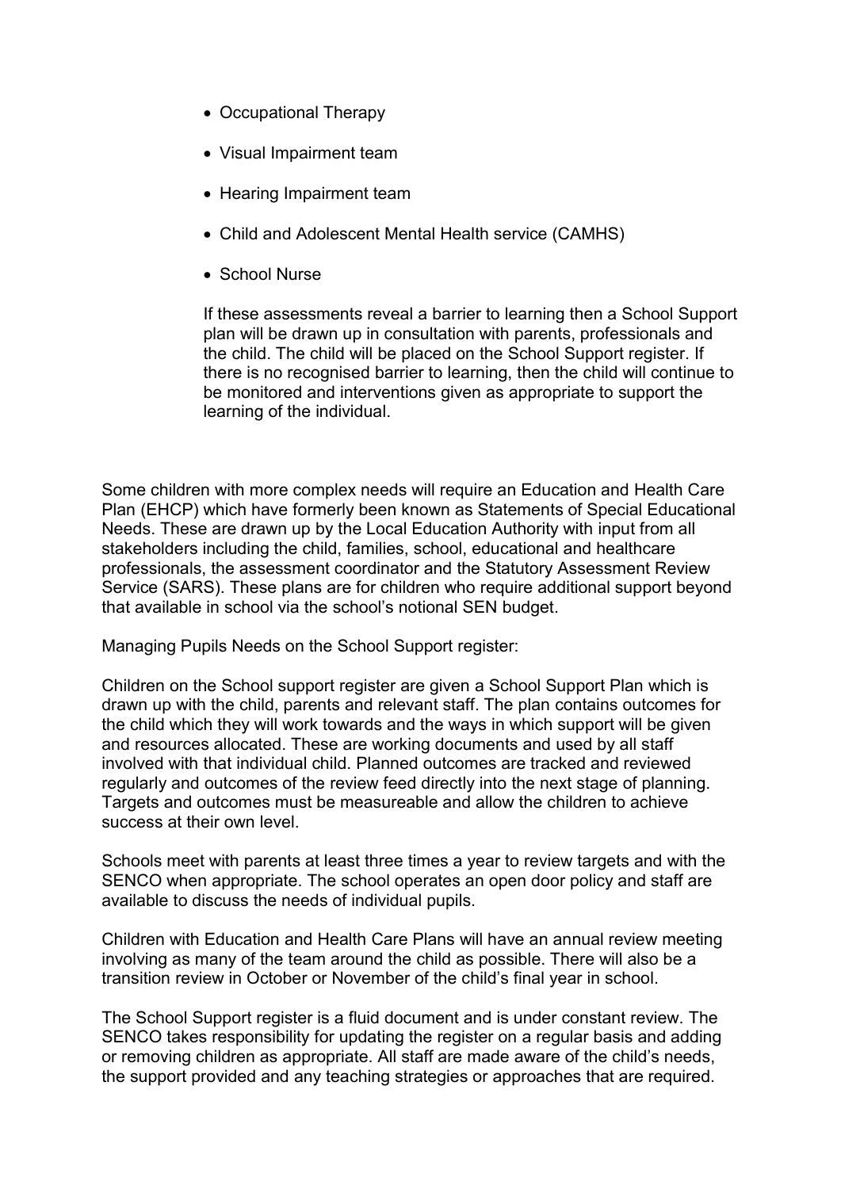- Occupational Therapy
- Visual Impairment team
- Hearing Impairment team
- Child and Adolescent Mental Health service (CAMHS)
- School Nurse

  If these assessments reveal a barrier to learning then a School Support plan will be drawn up in consultation with parents, professionals and the child. The child will be placed on the School Support register. If there is no recognised barrier to learning, then the child will continue to be monitored and interventions given as appropriate to support the learning of the individual.

Some children with more complex needs will require an Education and Health Care Plan (EHCP) which have formerly been known as Statements of Special Educational Needs. These are drawn up by the Local Education Authority with input from all stakeholders including the child, families, school, educational and healthcare professionals, the assessment coordinator and the Statutory Assessment Review Service (SARS). These plans are for children who require additional support beyond that available in school via the school's notional SEN budget.

Managing Pupils Needs on the School Support register:

Children on the School support register are given a School Support Plan which is drawn up with the child, parents and relevant staff. The plan contains outcomes for the child which they will work towards and the ways in which support will be given and resources allocated. These are working documents and used by all staff involved with that individual child. Planned outcomes are tracked and reviewed regularly and outcomes of the review feed directly into the next stage of planning. Targets and outcomes must be measureable and allow the children to achieve success at their own level.

Schools meet with parents at least three times a year to review targets and with the SENCO when appropriate. The school operates an open door policy and staff are available to discuss the needs of individual pupils.

Children with Education and Health Care Plans will have an annual review meeting involving as many of the team around the child as possible. There will also be a transition review in October or November of the child's final year in school.

The School Support register is a fluid document and is under constant review. The SENCO takes responsibility for updating the register on a regular basis and adding or removing children as appropriate. All staff are made aware of the child's needs, the support provided and any teaching strategies or approaches that are required.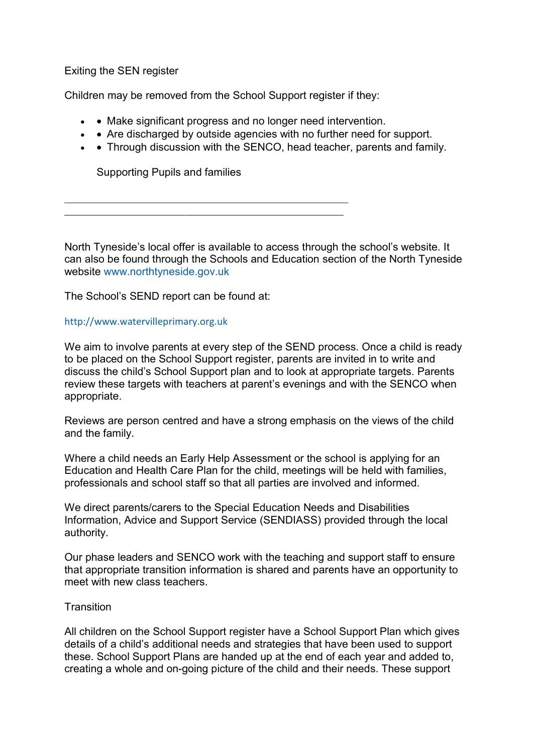Exiting the SEN register

Children may be removed from the School Support register if they:

- Make significant progress and no longer need intervention.
- Are discharged by outside agencies with no further need for support.
- Through discussion with the SENCO, head teacher, parents and family.

Supporting Pupils and families

---

North Tyneside's local offer is available to access through the school's website. It can also be found through the Schools and Education section of the North Tyneside website www.northtyneside.gov.uk

The School's SEND report can be found at:

http://www.watervilleprimary.org.uk

We aim to involve parents at every step of the SEND process. Once a child is ready to be placed on the School Support register, parents are invited in to write and discuss the child's School Support plan and to look at appropriate targets. Parents review these targets with teachers at parent's evenings and with the SENCO when appropriate.

Reviews are person centred and have a strong emphasis on the views of the child and the family.

Where a child needs an Early Help Assessment or the school is applying for an Education and Health Care Plan for the child, meetings will be held with families, professionals and school staff so that all parties are involved and informed.

We direct parents/carers to the Special Education Needs and Disabilities Information, Advice and Support Service (SENDIASS) provided through the local authority.

Our phase leaders and SENCO work with the teaching and support staff to ensure that appropriate transition information is shared and parents have an opportunity to meet with new class teachers.

Transition

All children on the School Support register have a School Support Plan which gives details of a child's additional needs and strategies that have been used to support these. School Support Plans are handed up at the end of each year and added to, creating a whole and on-going picture of the child and their needs. These support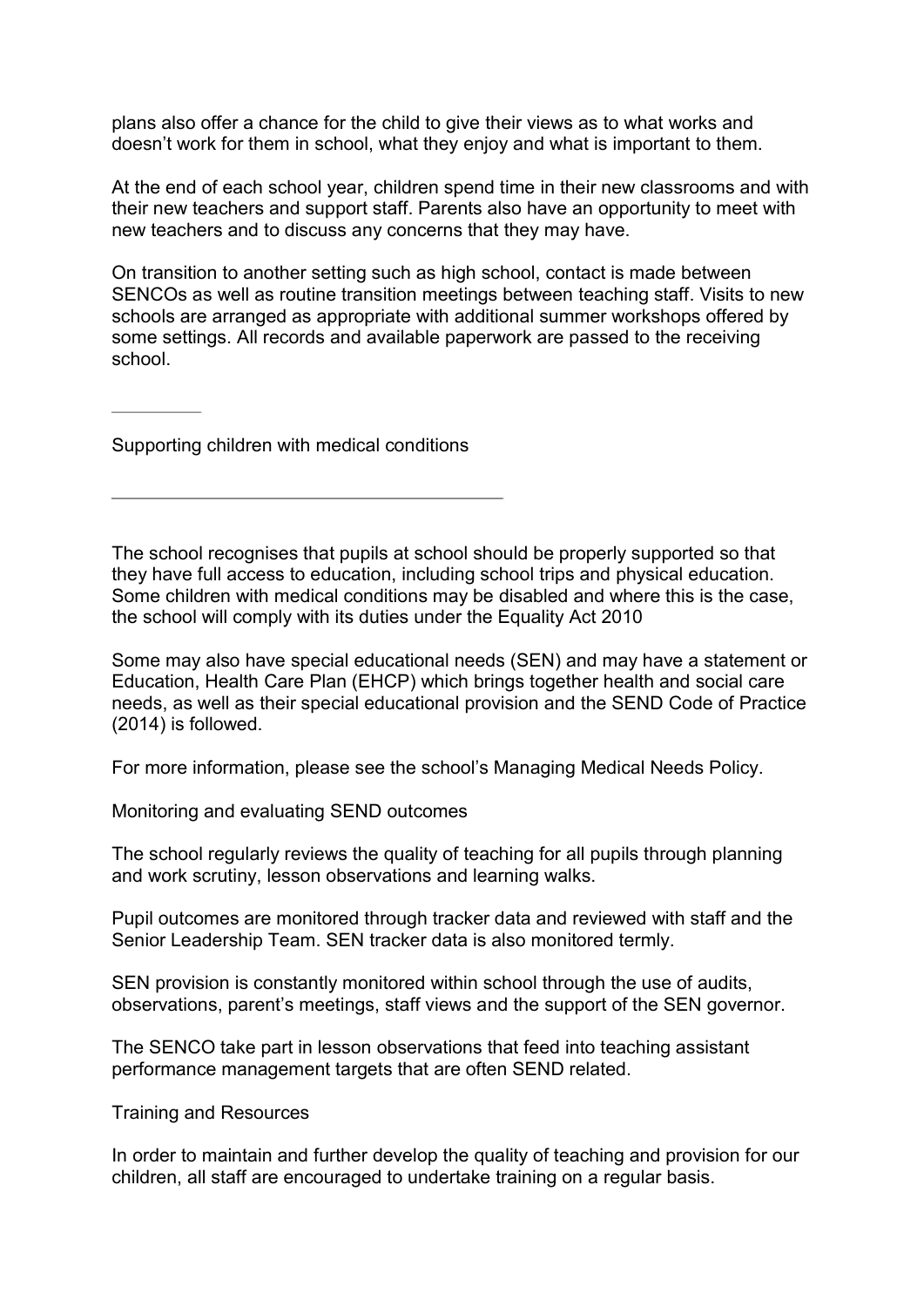plans also offer a chance for the child to give their views as to what works and doesn't work for them in school, what they enjoy and what is important to them.

At the end of each school year, children spend time in their new classrooms and with their new teachers and support staff. Parents also have an opportunity to meet with new teachers and to discuss any concerns that they may have.

On transition to another setting such as high school, contact is made between SENCOs as well as routine transition meetings between teaching staff. Visits to new schools are arranged as appropriate with additional summer workshops offered by some settings. All records and available paperwork are passed to the receiving school.

## Supporting children with medical conditions

The school recognises that pupils at school should be properly supported so that they have full access to education, including school trips and physical education. Some children with medical conditions may be disabled and where this is the case, the school will comply with its duties under the Equality Act 2010

Some may also have special educational needs (SEN) and may have a statement or Education, Health Care Plan (EHCP) which brings together health and social care needs, as well as their special educational provision and the SEND Code of Practice (2014) is followed.

For more information, please see the school's Managing Medical Needs Policy.

## Monitoring and evaluating SEND outcomes

The school regularly reviews the quality of teaching for all pupils through planning and work scrutiny, lesson observations and learning walks.

Pupil outcomes are monitored through tracker data and reviewed with staff and the Senior Leadership Team. SEN tracker data is also monitored termly.

SEN provision is constantly monitored within school through the use of audits, observations, parent's meetings, staff views and the support of the SEN governor.

The SENCO take part in lesson observations that feed into teaching assistant performance management targets that are often SEND related.

## Training and Resources

In order to maintain and further develop the quality of teaching and provision for our children, all staff are encouraged to undertake training on a regular basis.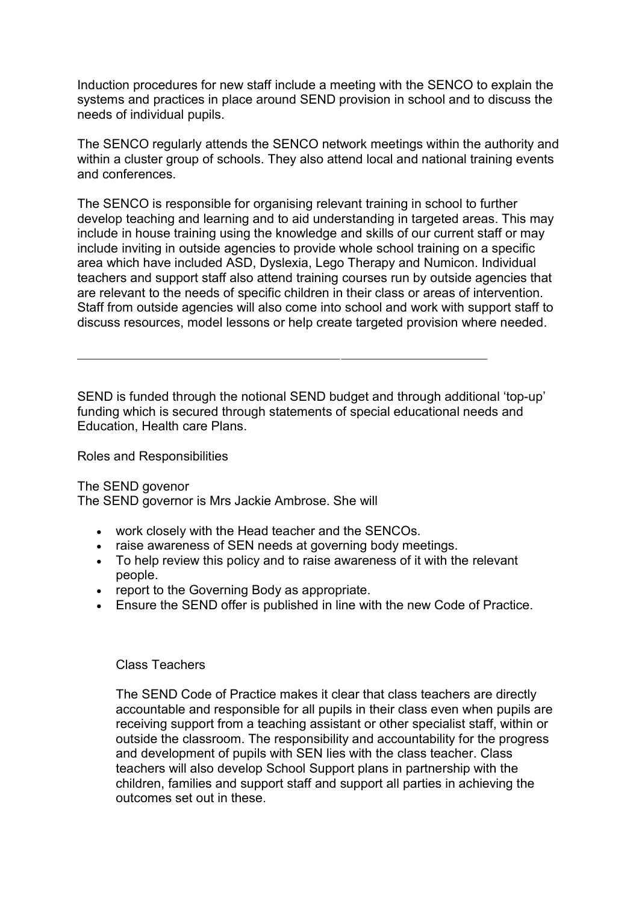Induction procedures for new staff include a meeting with the SENCO to explain the systems and practices in place around SEND provision in school and to discuss the needs of individual pupils.

The SENCO regularly attends the SENCO network meetings within the authority and within a cluster group of schools. They also attend local and national training events and conferences.

The SENCO is responsible for organising relevant training in school to further develop teaching and learning and to aid understanding in targeted areas. This may include in house training using the knowledge and skills of our current staff or may include inviting in outside agencies to provide whole school training on a specific area which have included ASD, Dyslexia, Lego Therapy and Numicon. Individual teachers and support staff also attend training courses run by outside agencies that are relevant to the needs of specific children in their class or areas of intervention. Staff from outside agencies will also come into school and work with support staff to discuss resources, model lessons or help create targeted provision where needed.

---

SEND is funded through the notional SEND budget and through additional 'top-up' funding which is secured through statements of special educational needs and Education, Health care Plans.

Roles and Responsibilities

The SEND govenor
The SEND governor is Mrs Jackie Ambrose. She will

- work closely with the Head teacher and the SENCOs.
- raise awareness of SEN needs at governing body meetings.
- To help review this policy and to raise awareness of it with the relevant people.
- report to the Governing Body as appropriate.
- Ensure the SEND offer is published in line with the new Code of Practice.

Class Teachers

The SEND Code of Practice makes it clear that class teachers are directly accountable and responsible for all pupils in their class even when pupils are receiving support from a teaching assistant or other specialist staff, within or outside the classroom. The responsibility and accountability for the progress and development of pupils with SEN lies with the class teacher. Class teachers will also develop School Support plans in partnership with the children, families and support staff and support all parties in achieving the outcomes set out in these.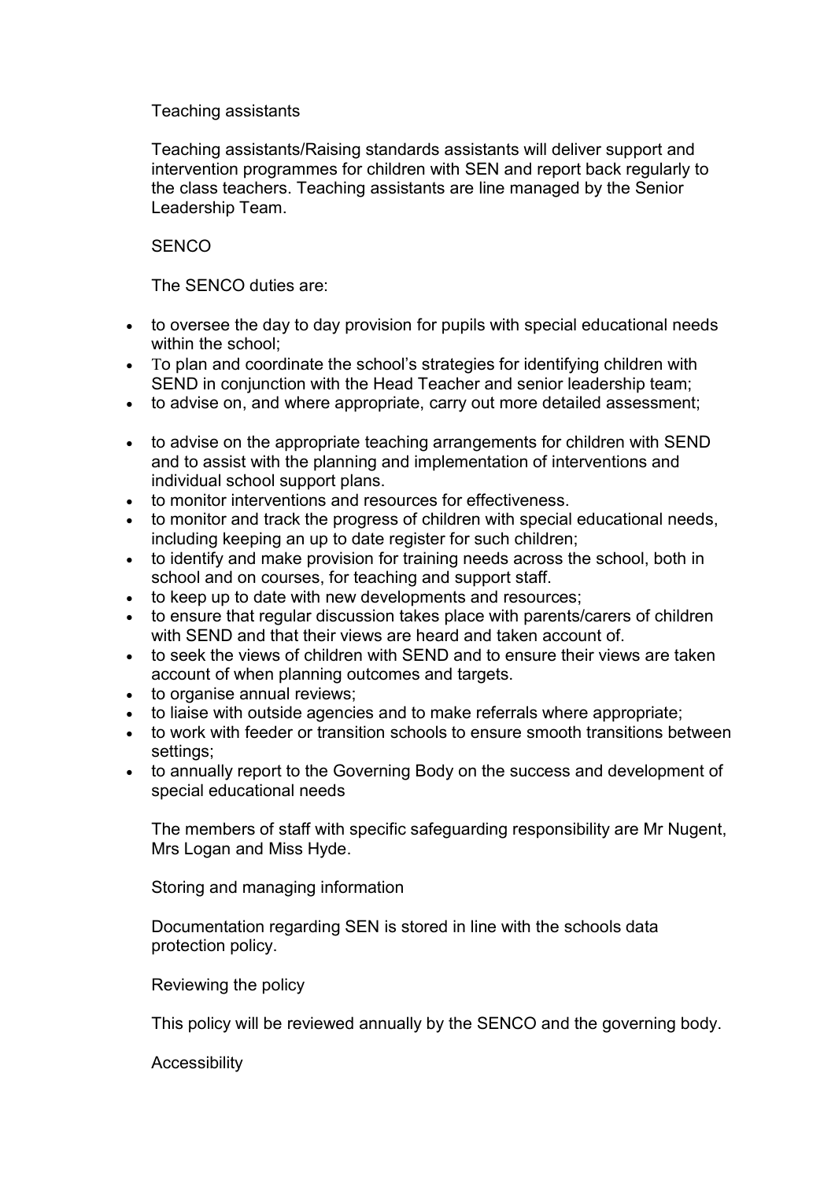## Teaching assistants

Teaching assistants/Raising standards assistants will deliver support and intervention programmes for children with SEN and report back regularly to the class teachers. Teaching assistants are line managed by the Senior Leadership Team.

## SENCO

The SENCO duties are:

- to oversee the day to day provision for pupils with special educational needs within the school;
- To plan and coordinate the school's strategies for identifying children with SEND in conjunction with the Head Teacher and senior leadership team;
- to advise on, and where appropriate, carry out more detailed assessment;
- to advise on the appropriate teaching arrangements for children with SEND and to assist with the planning and implementation of interventions and individual school support plans.
- to monitor interventions and resources for effectiveness.
- to monitor and track the progress of children with special educational needs, including keeping an up to date register for such children;
- to identify and make provision for training needs across the school, both in school and on courses, for teaching and support staff.
- to keep up to date with new developments and resources;
- to ensure that regular discussion takes place with parents/carers of children with SEND and that their views are heard and taken account of.
- to seek the views of children with SEND and to ensure their views are taken account of when planning outcomes and targets.
- to organise annual reviews;
- to liaise with outside agencies and to make referrals where appropriate;
- to work with feeder or transition schools to ensure smooth transitions between settings;
- to annually report to the Governing Body on the success and development of special educational needs

The members of staff with specific safeguarding responsibility are Mr Nugent, Mrs Logan and Miss Hyde.

## Storing and managing information

Documentation regarding SEN is stored in line with the schools data protection policy.

## Reviewing the policy

This policy will be reviewed annually by the SENCO and the governing body.

## Accessibility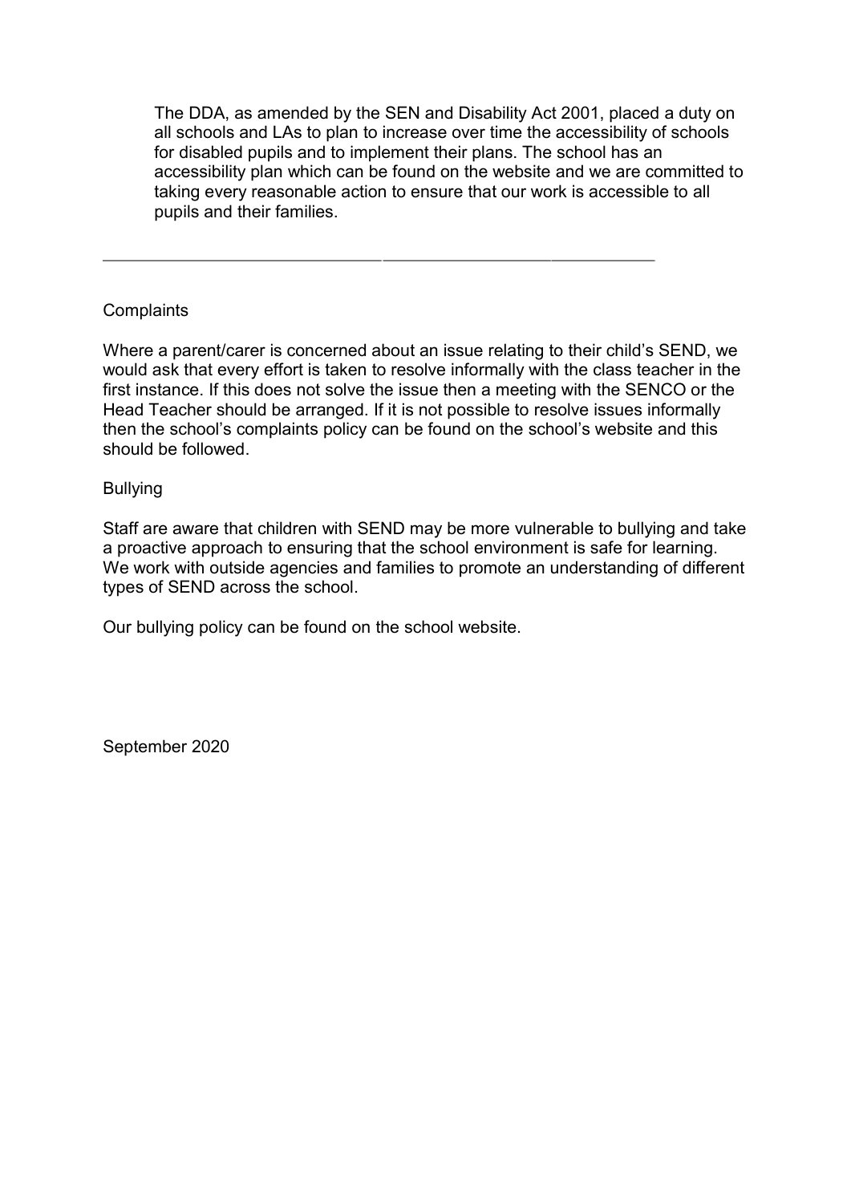The DDA, as amended by the SEN and Disability Act 2001, placed a duty on all schools and LAs to plan to increase over time the accessibility of schools for disabled pupils and to implement their plans. The school has an accessibility plan which can be found on the website and we are committed to taking every reasonable action to ensure that our work is accessible to all pupils and their families.

---

Complaints

Where a parent/carer is concerned about an issue relating to their child's SEND, we would ask that every effort is taken to resolve informally with the class teacher in the first instance. If this does not solve the issue then a meeting with the SENCO or the Head Teacher should be arranged. If it is not possible to resolve issues informally then the school's complaints policy can be found on the school's website and this should be followed.

Bullying

Staff are aware that children with SEND may be more vulnerable to bullying and take a proactive approach to ensuring that the school environment is safe for learning. We work with outside agencies and families to promote an understanding of different types of SEND across the school.

Our bullying policy can be found on the school website.

September 2020